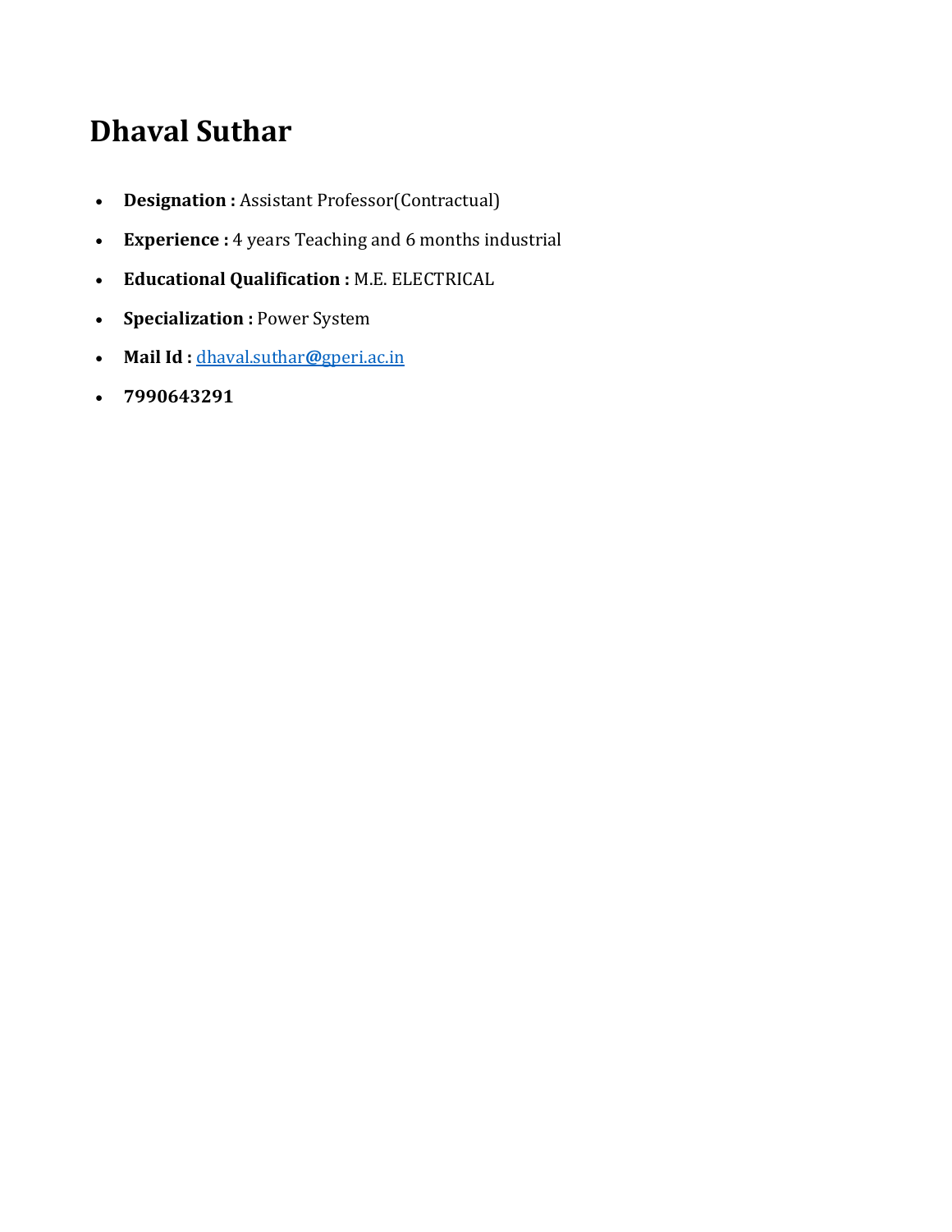# Dhaval Suthar

- **Designation :** Assistant Professor(Contractual)
- **Experience :** 4 years Teaching and 6 months industrial
- **Educational Qualification :** M.E. ELECTRICAL
- **Specialization :** Power System
- **Mail Id :** dhaval.suthar@gperi.ac.in
- **7990643291**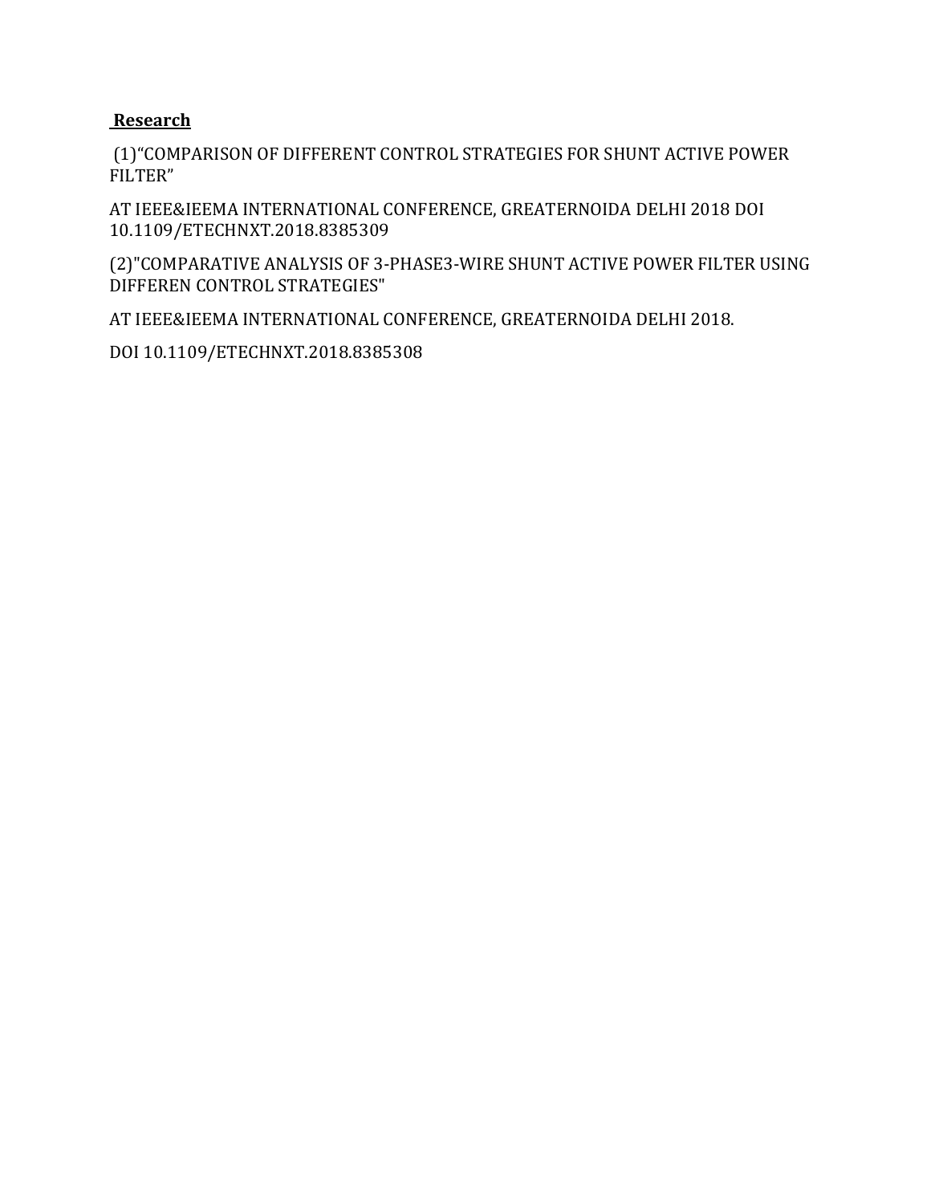## **Research**

(1)"COMPARISON OF DIFFERENT CONTROL STRATEGIES FOR SHUNT ACTIVE POWER FILTER"

AT IEEE&IEEMA INTERNATIONAL CONFERENCE, GREATERNOIDA DELHI 2018 DOI 10.1109/ETECHNXT.2018.8385309

(2)"COMPARATIVE ANALYSIS OF 3-PHASE3-WIRE SHUNT ACTIVE POWER FILTER USING DIFFEREN CONTROL STRATEGIES"

AT IEEE&IEEMA INTERNATIONAL CONFERENCE, GREATERNOIDA DELHI 2018.

DOI 10.1109/ETECHNXT.2018.8385308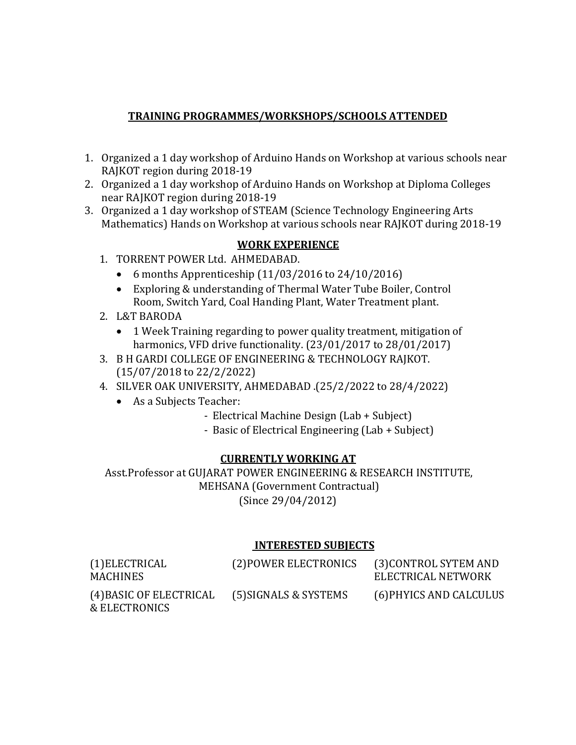## TRAINING PROGRAMMES/WORKSHOPS/SCHOOLS ATTENDED

1. Organized a 1 day workshop of Arduino Hands on Workshop at various schools near RAJKOT region during 2018-19
2. Organized a 1 day workshop of Arduino Hands on Workshop at Diploma Colleges near RAJKOT region during 2018-19
3. Organized a 1 day workshop of STEAM (Science Technology Engineering Arts Mathematics) Hands on Workshop at various schools near RAJKOT during 2018-19

## WORK EXPERIENCE

1. TORRENT POWER Ltd. AHMEDABAD.
   - 6 months Apprenticeship (11/03/2016 to 24/10/2016)
   - Exploring & understanding of Thermal Water Tube Boiler, Control Room, Switch Yard, Coal Handing Plant, Water Treatment plant.
2. L&T BARODA
   - 1 Week Training regarding to power quality treatment, mitigation of harmonics, VFD drive functionality. (23/01/2017 to 28/01/2017)
3. B H GARDI COLLEGE OF ENGINEERING & TECHNOLOGY RAJKOT. (15/07/2018 to 22/2/2022)
4. SILVER OAK UNIVERSITY, AHMEDABAD .(25/2/2022 to 28/4/2022)
   - As a Subjects Teacher:
     - Electrical Machine Design (Lab + Subject)
     - Basic of Electrical Engineering (Lab + Subject)

## CURRENTLY WORKING AT

Asst.Professor at GUJARAT POWER ENGINEERING & RESEARCH INSTITUTE, MEHSANA (Government Contractual)
(Since 29/04/2012)

## INTERESTED SUBJECTS

| | | |
|---|---|---|
| (1)ELECTRICAL MACHINES | (2)POWER ELECTRONICS | (3)CONTROL SYTEM AND ELECTRICAL NETWORK |
| (4)BASIC OF ELECTRICAL & ELECTRONICS | (5)SIGNALS & SYSTEMS | (6)PHYICS AND CALCULUS |